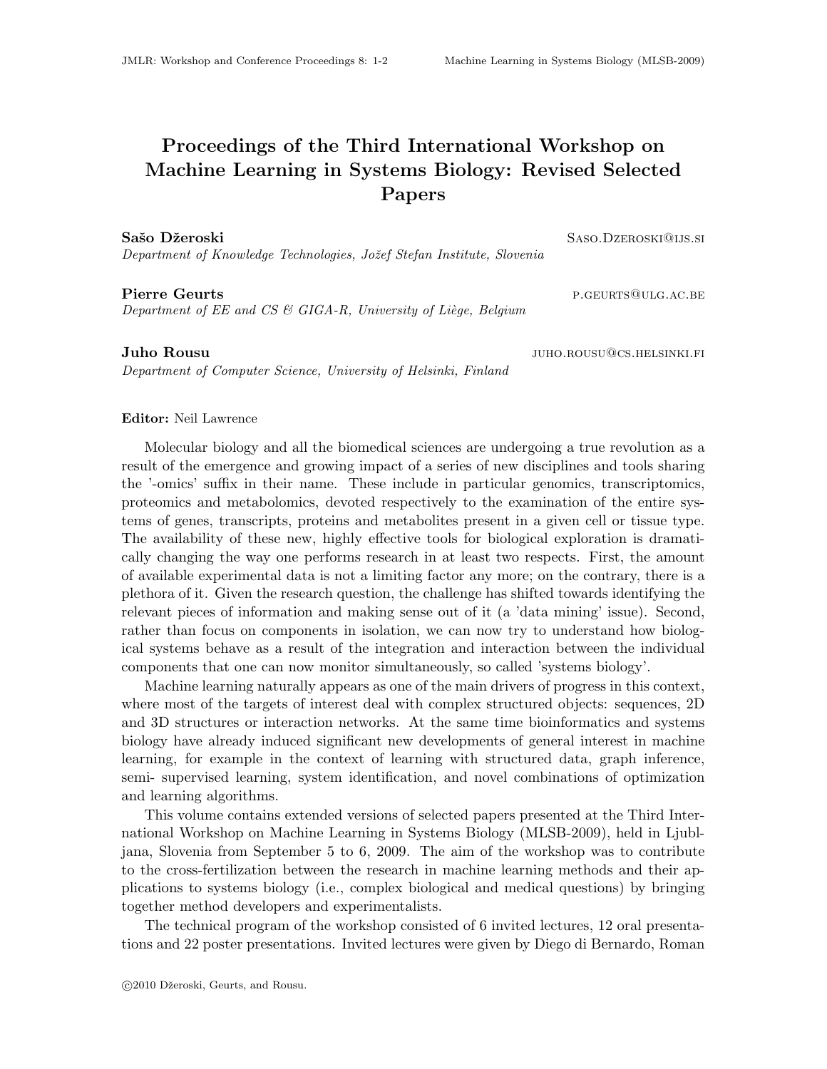# Proceedings of the Third International Workshop on Machine Learning in Systems Biology: Revised Selected Papers

**Sašo Džeroski** SASO.DZEROSKI@IJS.SI
*Department of Knowledge Technologies, Jožef Stefan Institute, Slovenia*

**Pierre Geurts** P.GEURTS@ULG.AC.BE
*Department of EE and CS & GIGA-R, University of Liège, Belgium*

**Juho Rousu** JUHO.ROUSU@CS.HELSINKI.FI
*Department of Computer Science, University of Helsinki, Finland*

**Editor:** Neil Lawrence

Molecular biology and all the biomedical sciences are undergoing a true revolution as a result of the emergence and growing impact of a series of new disciplines and tools sharing the '-omics' suffix in their name. These include in particular genomics, transcriptomics, proteomics and metabolomics, devoted respectively to the examination of the entire systems of genes, transcripts, proteins and metabolites present in a given cell or tissue type. The availability of these new, highly effective tools for biological exploration is dramatically changing the way one performs research in at least two respects. First, the amount of available experimental data is not a limiting factor any more; on the contrary, there is a plethora of it. Given the research question, the challenge has shifted towards identifying the relevant pieces of information and making sense out of it (a 'data mining' issue). Second, rather than focus on components in isolation, we can now try to understand how biological systems behave as a result of the integration and interaction between the individual components that one can now monitor simultaneously, so called 'systems biology'.

Machine learning naturally appears as one of the main drivers of progress in this context, where most of the targets of interest deal with complex structured objects: sequences, 2D and 3D structures or interaction networks. At the same time bioinformatics and systems biology have already induced significant new developments of general interest in machine learning, for example in the context of learning with structured data, graph inference, semi- supervised learning, system identification, and novel combinations of optimization and learning algorithms.

This volume contains extended versions of selected papers presented at the Third International Workshop on Machine Learning in Systems Biology (MLSB-2009), held in Ljubljana, Slovenia from September 5 to 6, 2009. The aim of the workshop was to contribute to the cross-fertilization between the research in machine learning methods and their applications to systems biology (i.e., complex biological and medical questions) by bringing together method developers and experimentalists.

The technical program of the workshop consisted of 6 invited lectures, 12 oral presentations and 22 poster presentations. Invited lectures were given by Diego di Bernardo, Roman

©2010 Džeroski, Geurts, and Rousu.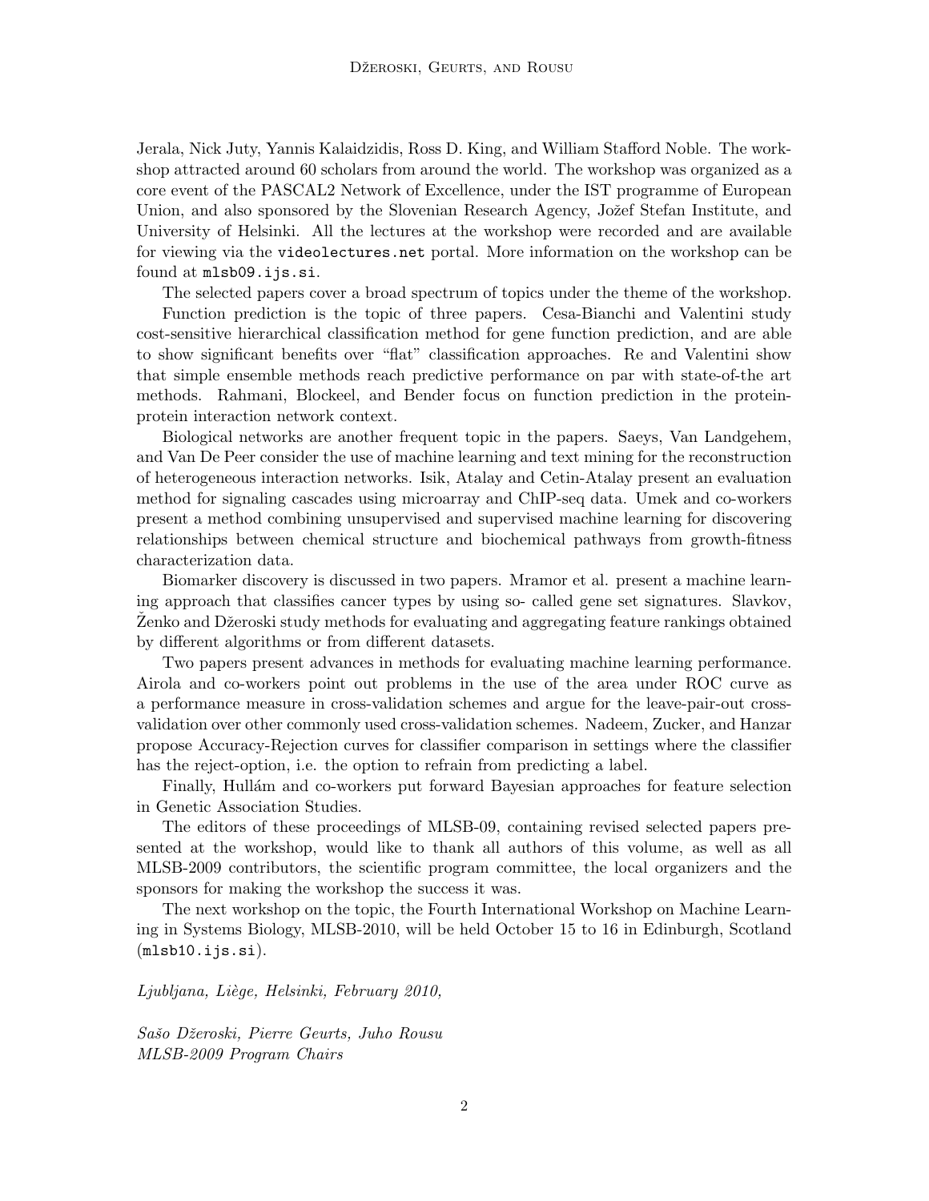Jerala, Nick Juty, Yannis Kalaidzidis, Ross D. King, and William Stafford Noble. The workshop attracted around 60 scholars from around the world. The workshop was organized as a core event of the PASCAL2 Network of Excellence, under the IST programme of European Union, and also sponsored by the Slovenian Research Agency, Jožef Stefan Institute, and University of Helsinki. All the lectures at the workshop were recorded and are available for viewing via the `videolectures.net` portal. More information on the workshop can be found at `mlsb09.ijs.si`.

The selected papers cover a broad spectrum of topics under the theme of the workshop.

Function prediction is the topic of three papers. Cesa-Bianchi and Valentini study cost-sensitive hierarchical classification method for gene function prediction, and are able to show significant benefits over "flat" classification approaches. Re and Valentini show that simple ensemble methods reach predictive performance on par with state-of-the art methods. Rahmani, Blockeel, and Bender focus on function prediction in the protein-protein interaction network context.

Biological networks are another frequent topic in the papers. Saeys, Van Landgehem, and Van De Peer consider the use of machine learning and text mining for the reconstruction of heterogeneous interaction networks. Isik, Atalay and Cetin-Atalay present an evaluation method for signaling cascades using microarray and ChIP-seq data. Umek and co-workers present a method combining unsupervised and supervised machine learning for discovering relationships between chemical structure and biochemical pathways from growth-fitness characterization data.

Biomarker discovery is discussed in two papers. Mramor et al. present a machine learning approach that classifies cancer types by using so- called gene set signatures. Slavkov, Ženko and Džeroski study methods for evaluating and aggregating feature rankings obtained by different algorithms or from different datasets.

Two papers present advances in methods for evaluating machine learning performance. Airola and co-workers point out problems in the use of the area under ROC curve as a performance measure in cross-validation schemes and argue for the leave-pair-out cross-validation over other commonly used cross-validation schemes. Nadeem, Zucker, and Hanzar propose Accuracy-Rejection curves for classifier comparison in settings where the classifier has the reject-option, i.e. the option to refrain from predicting a label.

Finally, Hullám and co-workers put forward Bayesian approaches for feature selection in Genetic Association Studies.

The editors of these proceedings of MLSB-09, containing revised selected papers presented at the workshop, would like to thank all authors of this volume, as well as all MLSB-2009 contributors, the scientific program committee, the local organizers and the sponsors for making the workshop the success it was.

The next workshop on the topic, the Fourth International Workshop on Machine Learning in Systems Biology, MLSB-2010, will be held October 15 to 16 in Edinburgh, Scotland (`mlsb10.ijs.si`).

*Ljubljana, Liège, Helsinki, February 2010,*

*Sašo Džeroski, Pierre Geurts, Juho Rousu*
*MLSB-2009 Program Chairs*